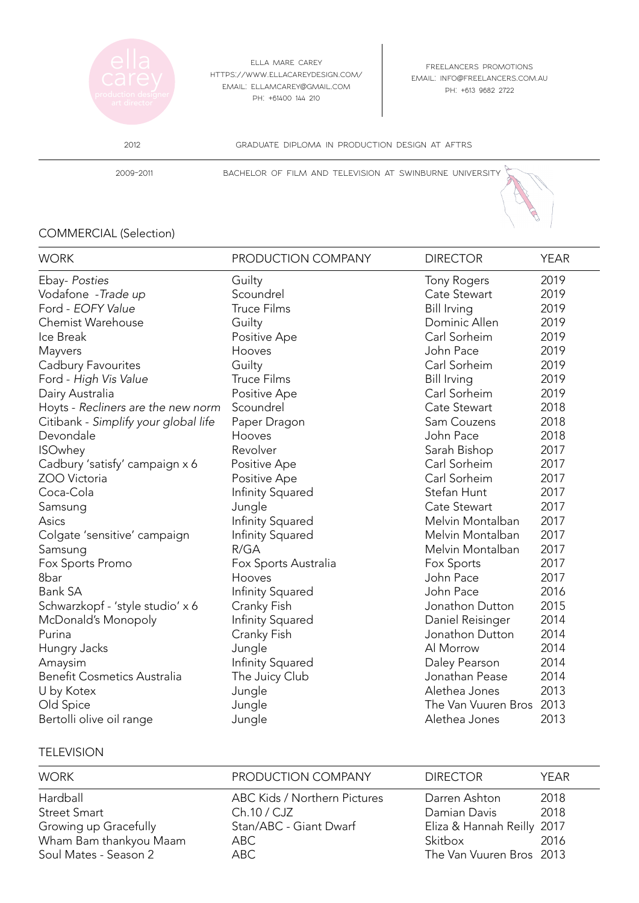ella carey
production designer
art director

Ella Mare Carey
https://www.ellacareydesign.com/
Email: ellamcarey@gmail.com
Ph: +61400 144 210

Freelancers Promotions
Email: info@freelancers.com.au
Ph: +613 9682 2722

| | |
|---|---|
| 2012 | Graduate Diploma in Production Design at AFTRS |
| 2009-2011 | Bachelor of Film and Television at Swinburne University |

## COMMERCIAL (Selection)

| WORK | PRODUCTION COMPANY | DIRECTOR | YEAR |
|---|---|---|---|
| Ebay- *Posties* | Guilty | Tony Rogers | 2019 |
| Vodafone -*Trade up* | Scoundrel | Cate Stewart | 2019 |
| Ford - *EOFY Value* | Truce Films | Bill Irving | 2019 |
| Chemist Warehouse | Guilty | Dominic Allen | 2019 |
| Ice Break | Positive Ape | Carl Sorheim | 2019 |
| Mayvers | Hooves | John Pace | 2019 |
| Cadbury Favourites | Guilty | Carl Sorheim | 2019 |
| Ford - *High Vis Value* | Truce Films | Bill Irving | 2019 |
| Dairy Australia | Positive Ape | Carl Sorheim | 2019 |
| Hoyts - *Recliners are the new norm* | Scoundrel | Cate Stewart | 2018 |
| Citibank - *Simplify your global life* | Paper Dragon | Sam Couzens | 2018 |
| Devondale | Hooves | John Pace | 2018 |
| ISOwhey | Revolver | Sarah Bishop | 2017 |
| Cadbury 'satisfy' campaign x 6 | Positive Ape | Carl Sorheim | 2017 |
| ZOO Victoria | Positive Ape | Carl Sorheim | 2017 |
| Coca-Cola | Infinity Squared | Stefan Hunt | 2017 |
| Samsung | Jungle | Cate Stewart | 2017 |
| Asics | Infinity Squared | Melvin Montalban | 2017 |
| Colgate 'sensitive' campaign | Infinity Squared | Melvin Montalban | 2017 |
| Samsung | R/GA | Melvin Montalban | 2017 |
| Fox Sports Promo | Fox Sports Australia | Fox Sports | 2017 |
| 8bar | Hooves | John Pace | 2017 |
| Bank SA | Infinity Squared | John Pace | 2016 |
| Schwarzkopf - 'style studio' x 6 | Cranky Fish | Jonathon Dutton | 2015 |
| McDonald's Monopoly | Infinity Squared | Daniel Reisinger | 2014 |
| Purina | Cranky Fish | Jonathon Dutton | 2014 |
| Hungry Jacks | Jungle | Al Morrow | 2014 |
| Amaysim | Infinity Squared | Daley Pearson | 2014 |
| Benefit Cosmetics Australia | The Juicy Club | Jonathan Pease | 2014 |
| U by Kotex | Jungle | Alethea Jones | 2013 |
| Old Spice | Jungle | The Van Vuuren Bros | 2013 |
| Bertolli olive oil range | Jungle | Alethea Jones | 2013 |

## TELEVISION

| WORK | PRODUCTION COMPANY | DIRECTOR | YEAR |
|---|---|---|---|
| Hardball | ABC Kids / Northern Pictures | Darren Ashton | 2018 |
| Street Smart | Ch.10 / CJZ | Damian Davis | 2018 |
| Growing up Gracefully | Stan/ABC - Giant Dwarf | Eliza & Hannah Reilly | 2017 |
| Wham Bam thankyou Maam | ABC | Skitbox | 2016 |
| Soul Mates - Season 2 | ABC | The Van Vuuren Bros | 2013 |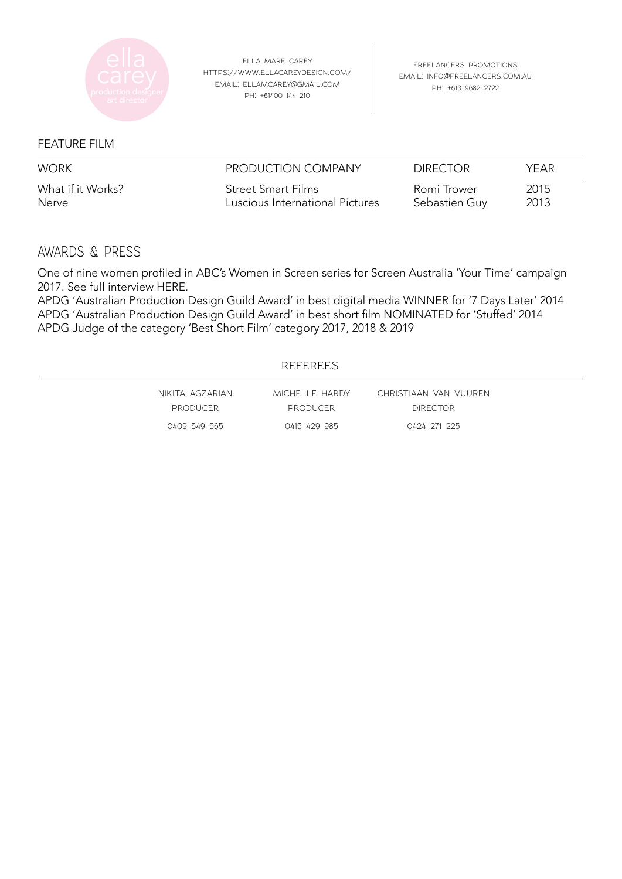ella carey
production designer
art director

Ella Mare Carey
https://www.ellacareydesign.com/
Email: ellamcarey@gmail.com
Ph: +61400 144 210

Freelancers Promotions
Email: info@freelancers.com.au
Ph: +613 9682 2722

## FEATURE FILM

| WORK | PRODUCTION COMPANY | DIRECTOR | YEAR |
|---|---|---|---|
| What if it Works? | Street Smart Films | Romi Trower | 2015 |
| Nerve | Luscious International Pictures | Sebastien Guy | 2013 |

## AWARDS & PRESS

One of nine women profiled in ABC's Women in Screen series for Screen Australia 'Your Time' campaign 2017. See full interview HERE.
APDG 'Australian Production Design Guild Award' in best digital media WINNER for '7 Days Later' 2014
APDG 'Australian Production Design Guild Award' in best short film NOMINATED for 'Stuffed' 2014
APDG Judge of the category 'Best Short Film' category 2017, 2018 & 2019

## REFEREES

| | | |
|---|---|---|
| NIKITA AGZARIAN | MICHELLE HARDY | CHRISTIAAN VAN VUUREN |
| PRODUCER | PRODUCER | DIRECTOR |
| 0409 549 565 | 0415 429 985 | 0424 271 225 |